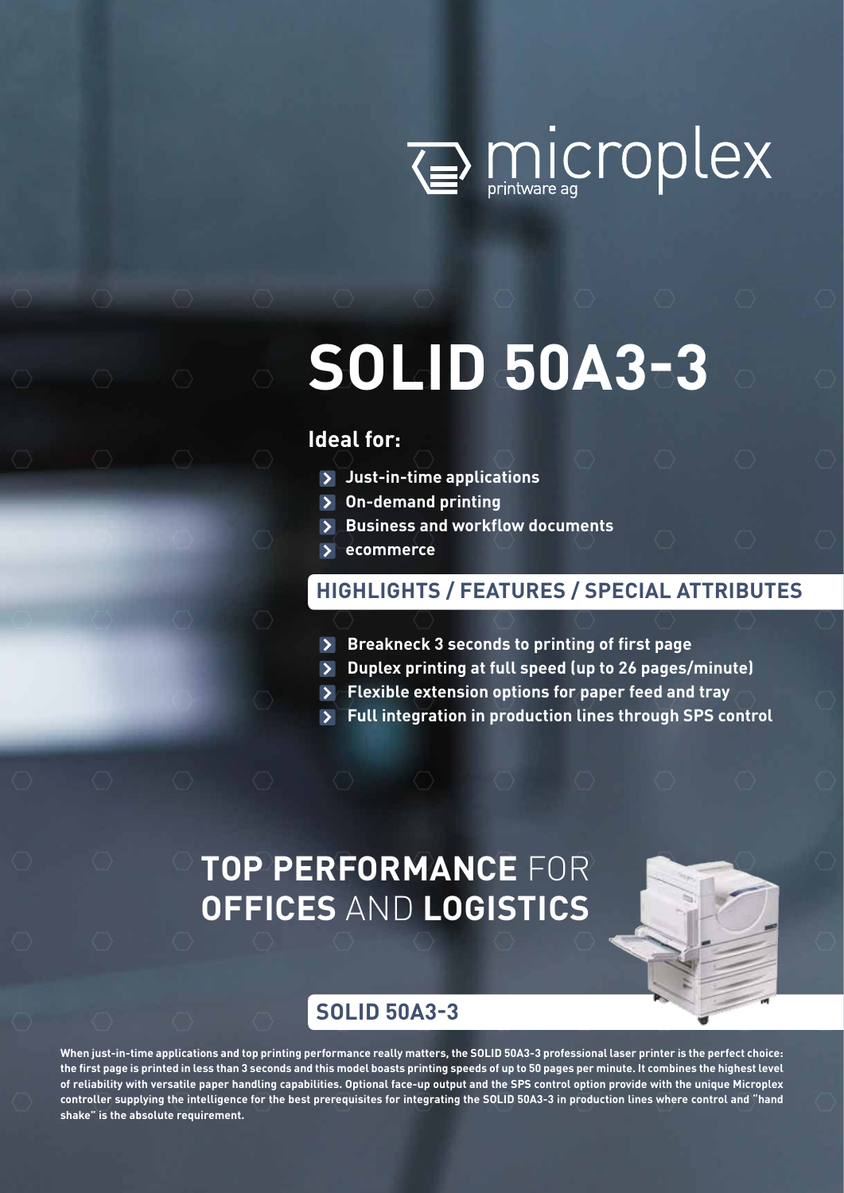microplex printware ag

# SOLID 50A3-3

### Ideal for:

- Just-in-time applications
- On-demand printing
- Business and workflow documents
- ecommerce

## HIGHLIGHTS / FEATURES / SPECIAL ATTRIBUTES

- Breakneck 3 seconds to printing of first page
- Duplex printing at full speed (up to 26 pages/minute)
- Flexible extension options for paper feed and tray
- Full integration in production lines through SPS control

## **TOP PERFORMANCE** FOR **OFFICES** AND **LOGISTICS**

## SOLID 50A3-3

**When just-in-time applications and top printing performance really matters, the SOLID 50A3-3 professional laser printer is the perfect choice: the first page is printed in less than 3 seconds and this model boasts printing speeds of up to 50 pages per minute. It combines the highest level of reliability with versatile paper handling capabilities. Optional face-up output and the SPS control option provide with the unique Microplex controller supplying the intelligence for the best prerequisites for integrating the SOLID 50A3-3 in production lines where control and "hand shake" is the absolute requirement.**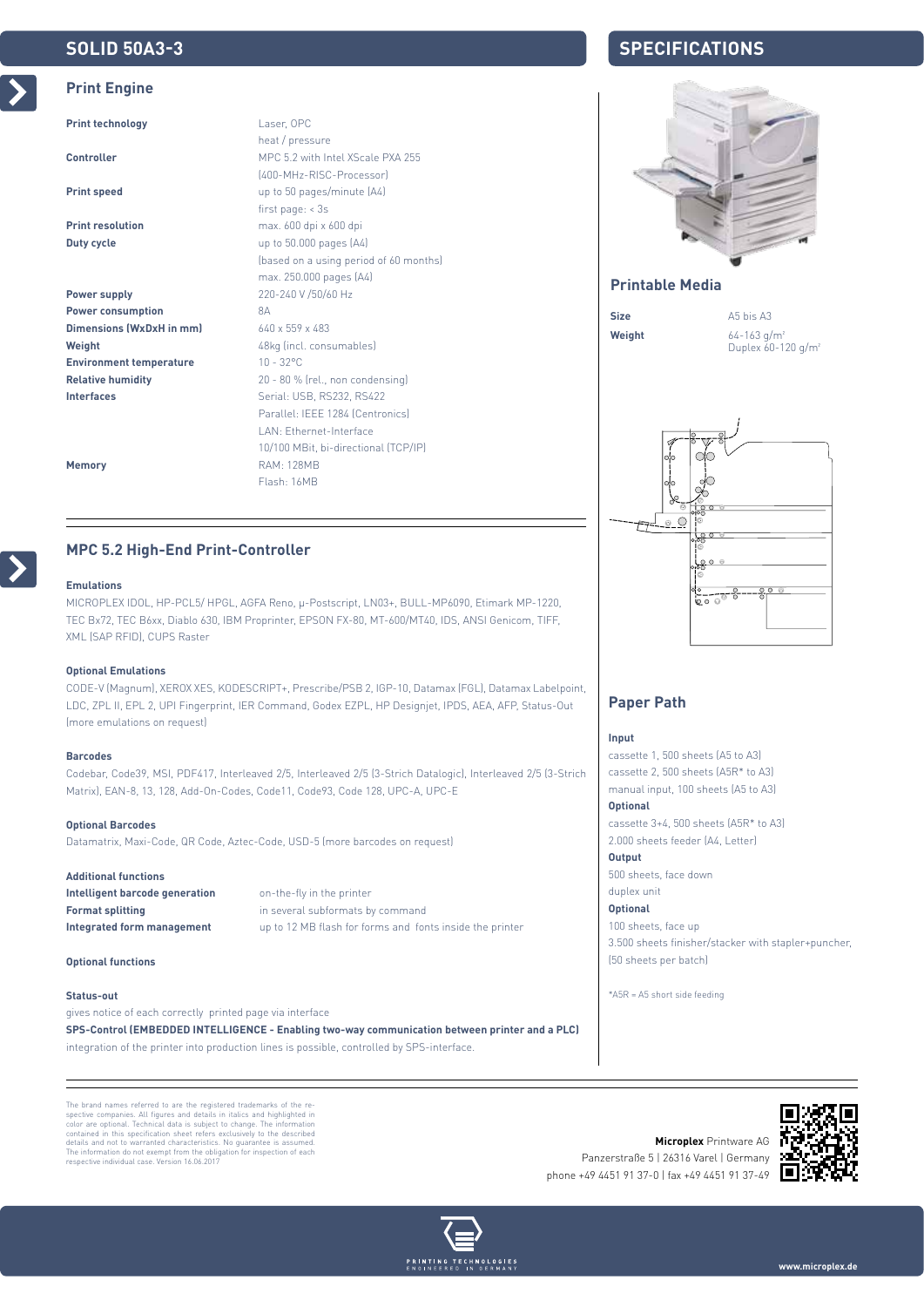## SOLID 50A3-3

### Print Engine

| | |
|---|---|
| **Print technology** | Laser, OPC<br>heat / pressure |
| **Controller** | MPC 5.2 with Intel XScale PXA 255<br>(400-MHz-RISC-Processor) |
| **Print speed** | up to 50 pages/minute (A4)<br>first page: < 3s |
| **Print resolution** | max. 600 dpi x 600 dpi |
| **Duty cycle** | up to 50.000 pages (A4)<br>(based on a using period of 60 months)<br>max. 250.000 pages (A4) |
| **Power supply** | 220-240 V /50/60 Hz |
| **Power consumption** | 8A |
| **Dimensions (WxDxH in mm)** | 640 x 559 x 483 |
| **Weight** | 48kg (incl. consumables) |
| **Environment temperature** | 10 - 32°C |
| **Relative humidity** | 20 - 80 % (rel., non condensing) |
| **Interfaces** | Serial: USB, RS232, RS422<br>Parallel: IEEE 1284 (Centronics)<br>LAN: Ethernet-Interface<br>10/100 MBit, bi-directional (TCP/IP) |
| **Memory** | RAM: 128MB<br>Flash: 16MB |

### MPC 5.2 High-End Print-Controller

**Emulations**

MICROPLEX IDOL, HP-PCL5/ HPGL, AGFA Reno, µ-Postscript, LN03+, BULL-MP6090, Etimark MP-1220, TEC Bx72, TEC B6xx, Diablo 630, IBM Proprinter, EPSON FX-80, MT-600/MT40, IDS, ANSI Genicom, TIFF, XML (SAP RFID), CUPS Raster

**Optional Emulations**

CODE-V (Magnum), XEROX XES, KODESCRIPT+, Prescribe/PSB 2, IGP-10, Datamax (FGL), Datamax Labelpoint, LDC, ZPL II, EPL 2, UPI Fingerprint, IER Command, Godex EZPL, HP Designjet, IPDS, AEA, AFP, Status-Out (more emulations on request)

**Barcodes**

Codebar, Code39, MSI, PDF417, Interleaved 2/5, Interleaved 2/5 (3-Strich Datalogic), Interleaved 2/5 (3-Strich Matrix), EAN-8, 13, 128, Add-On-Codes, Code11, Code93, Code 128, UPC-A, UPC-E

**Optional Barcodes**

Datamatrix, Maxi-Code, QR Code, Aztec-Code, USD-5 (more barcodes on request)

**Additional functions**

| | |
|---|---|
| **Intelligent barcode generation** | on-the-fly in the printer |
| **Format splitting** | in several subformats by command |
| **Integrated form management** | up to 12 MB flash for forms and fonts inside the printer |

**Optional functions**

**Status-out**

gives notice of each correctly printed page via interface

**SPS-Control (EMBEDDED INTELLIGENCE - Enabling two-way communication between printer and a PLC)**

integration of the printer into production lines is possible, controlled by SPS-interface.

## SPECIFICATIONS

### Printable Media

| | |
|---|---|
| **Size** | A5 bis A3 |
| **Weight** | 64-163 g/m²<br>Duplex 60-120 g/m² |

### Paper Path

**Input**

cassette 1, 500 sheets (A5 to A3)
cassette 2, 500 sheets (A5R* to A3)
manual input, 100 sheets (A5 to A3)

**Optional**

cassette 3+4, 500 sheets (A5R* to A3)
2.000 sheets feeder (A4, Letter)

**Output**

500 sheets, face down
duplex unit

**Optional**

100 sheets, face up
3.500 sheets finisher/stacker with stapler+puncher, (50 sheets per batch)

*A5R = A5 short side feeding

The brand names referred to are the registered trademarks of the respective companies. All figures and details in italics and highlighted in color are optional. Technical data is subject to change. The information contained in this specification sheet refers exclusively to the described details and not to warranted characteristics. No guarantee is assumed. The information do not exempt from the obligation for inspection of each respective individual case. Version 16.06.2017

**Microplex** Printware AG
Panzerstraße 5 | 26316 Varel | Germany
phone +49 4451 91 37-0 | fax +49 4451 91 37-49

PRINTING TECHNOLOGIES
ENGINEERED IN GERMANY

www.microplex.de